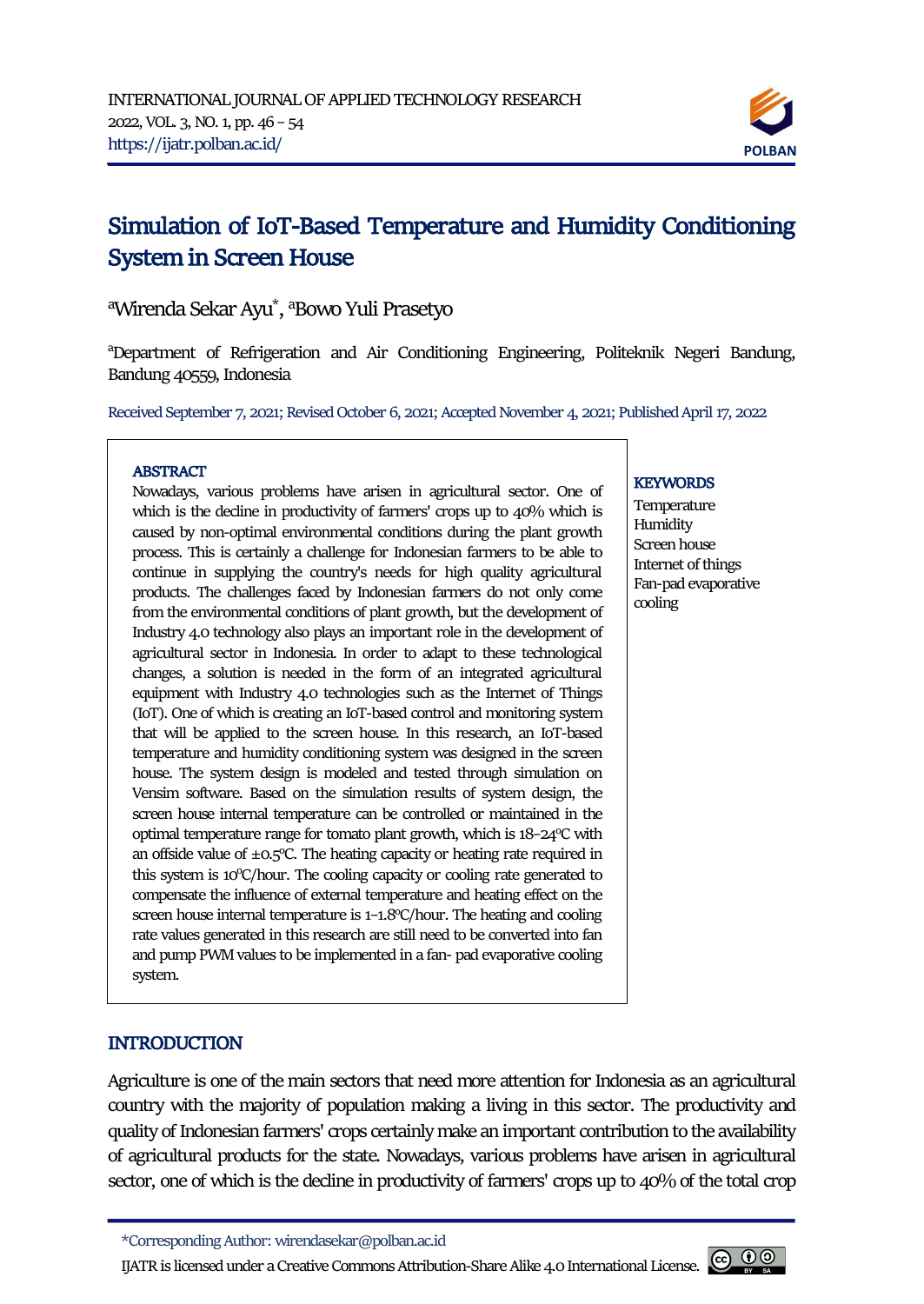# Simulation of IoT-Based Temperature and Humidity Conditioning System in Screen House

[a]Wirenda Sekar Ayu*, [a]Bowo Yuli Prasetyo

[a]Department of Refrigeration and Air Conditioning Engineering, Politeknik Negeri Bandung, Bandung 40559, Indonesia

Received September 7, 2021; Revised October 6, 2021; Accepted November 4, 2021; Published April 17, 2022

## ABSTRACT

Nowadays, various problems have arisen in agricultural sector. One of which is the decline in productivity of farmers' crops up to 40% which is caused by non-optimal environmental conditions during the plant growth process. This is certainly a challenge for Indonesian farmers to be able to continue in supplying the country's needs for high quality agricultural products. The challenges faced by Indonesian farmers do not only come from the environmental conditions of plant growth, but the development of Industry 4.0 technology also plays an important role in the development of agricultural sector in Indonesia. In order to adapt to these technological changes, a solution is needed in the form of an integrated agricultural equipment with Industry 4.0 technologies such as the Internet of Things (IoT). One of which is creating an IoT-based control and monitoring system that will be applied to the screen house. In this research, an IoT-based temperature and humidity conditioning system was designed in the screen house. The system design is modeled and tested through simulation on Vensim software. Based on the simulation results of system design, the screen house internal temperature can be controlled or maintained in the optimal temperature range for tomato plant growth, which is 18–24°C with an offside value of ±0.5°C. The heating capacity or heating rate required in this system is 10°C/hour. The cooling capacity or cooling rate generated to compensate the influence of external temperature and heating effect on the screen house internal temperature is 1–1.8°C/hour. The heating and cooling rate values generated in this research are still need to be converted into fan and pump PWM values to be implemented in a fan- pad evaporative cooling system.

## KEYWORDS

Temperature
Humidity
Screen house
Internet of things
Fan-pad evaporative cooling

## INTRODUCTION

Agriculture is one of the main sectors that need more attention for Indonesia as an agricultural country with the majority of population making a living in this sector. The productivity and quality of Indonesian farmers' crops certainly make an important contribution to the availability of agricultural products for the state. Nowadays, various problems have arisen in agricultural sector, one of which is the decline in productivity of farmers' crops up to 40% of the total crop

*Corresponding Author: wirendasekar@polban.ac.id

IJATR is licensed under a Creative Commons Attribution-Share Alike 4.0 International License.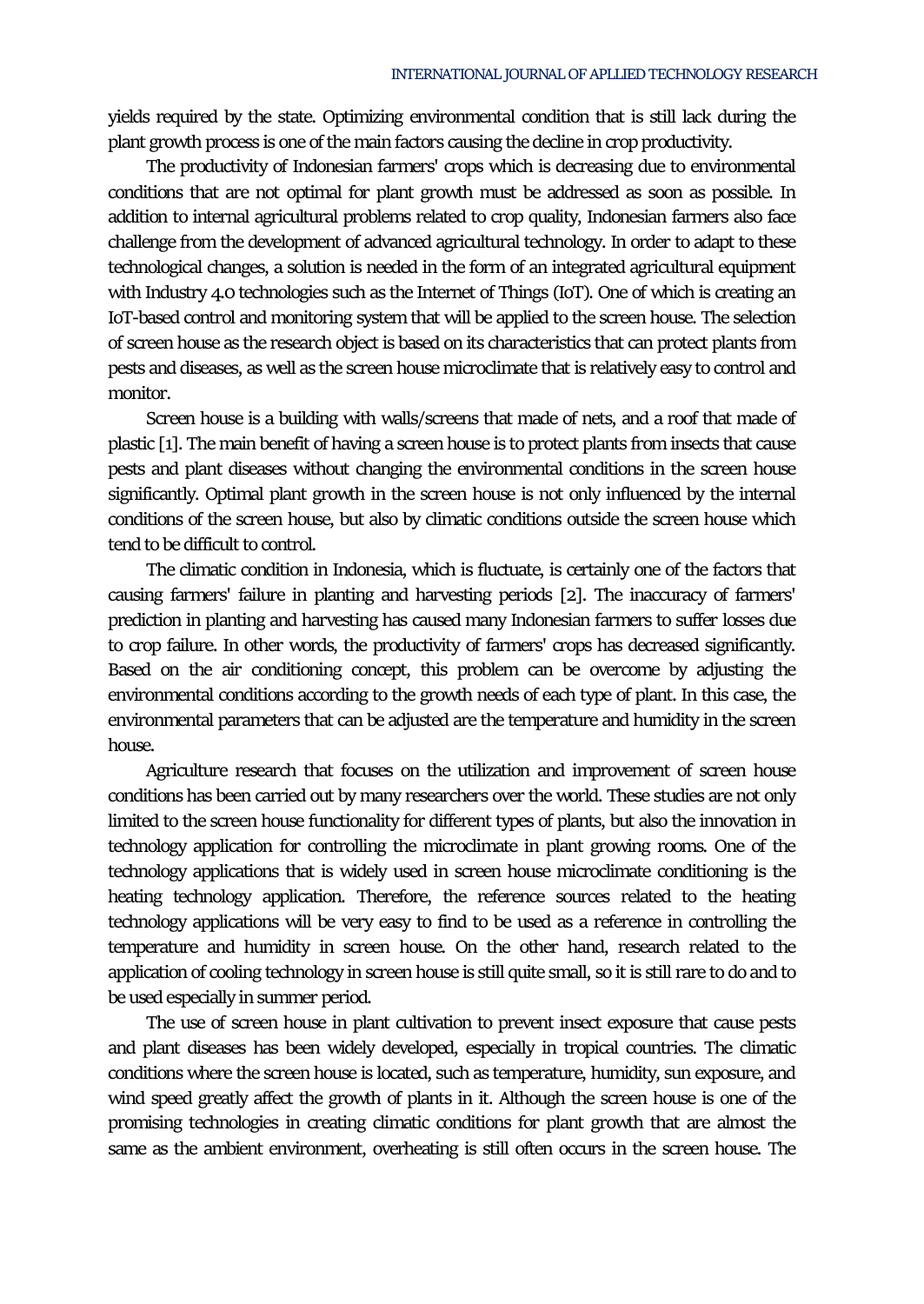yields required by the state. Optimizing environmental condition that is still lack during the plant growth process is one of the main factors causing the decline in crop productivity.

The productivity of Indonesian farmers' crops which is decreasing due to environmental conditions that are not optimal for plant growth must be addressed as soon as possible. In addition to internal agricultural problems related to crop quality, Indonesian farmers also face challenge from the development of advanced agricultural technology. In order to adapt to these technological changes, a solution is needed in the form of an integrated agricultural equipment with Industry 4.0 technologies such as the Internet of Things (IoT). One of which is creating an IoT-based control and monitoring system that will be applied to the screen house. The selection of screen house as the research object is based on its characteristics that can protect plants from pests and diseases, as well as the screen house microclimate that is relatively easy to control and monitor.

Screen house is a building with walls/screens that made of nets, and a roof that made of plastic [1]. The main benefit of having a screen house is to protect plants from insects that cause pests and plant diseases without changing the environmental conditions in the screen house significantly. Optimal plant growth in the screen house is not only influenced by the internal conditions of the screen house, but also by climatic conditions outside the screen house which tend to be difficult to control.

The climatic condition in Indonesia, which is fluctuate, is certainly one of the factors that causing farmers' failure in planting and harvesting periods [2]. The inaccuracy of farmers' prediction in planting and harvesting has caused many Indonesian farmers to suffer losses due to crop failure. In other words, the productivity of farmers' crops has decreased significantly. Based on the air conditioning concept, this problem can be overcome by adjusting the environmental conditions according to the growth needs of each type of plant. In this case, the environmental parameters that can be adjusted are the temperature and humidity in the screen house.

Agriculture research that focuses on the utilization and improvement of screen house conditions has been carried out by many researchers over the world. These studies are not only limited to the screen house functionality for different types of plants, but also the innovation in technology application for controlling the microclimate in plant growing rooms. One of the technology applications that is widely used in screen house microclimate conditioning is the heating technology application. Therefore, the reference sources related to the heating technology applications will be very easy to find to be used as a reference in controlling the temperature and humidity in screen house. On the other hand, research related to the application of cooling technology in screen house is still quite small, so it is still rare to do and to be used especially in summer period.

The use of screen house in plant cultivation to prevent insect exposure that cause pests and plant diseases has been widely developed, especially in tropical countries. The climatic conditions where the screen house is located, such as temperature, humidity, sun exposure, and wind speed greatly affect the growth of plants in it. Although the screen house is one of the promising technologies in creating climatic conditions for plant growth that are almost the same as the ambient environment, overheating is still often occurs in the screen house. The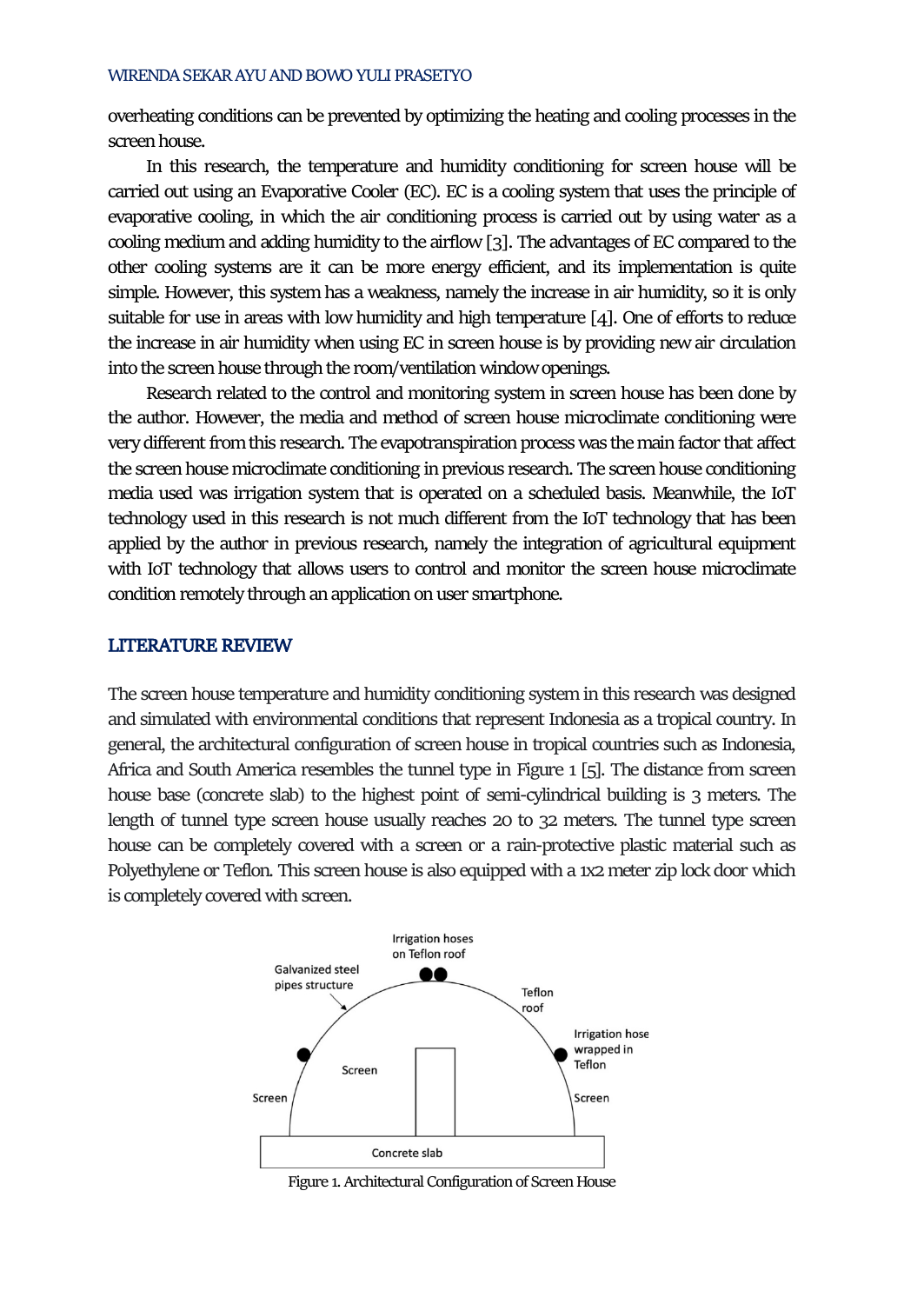overheating conditions can be prevented by optimizing the heating and cooling processes in the screen house.

In this research, the temperature and humidity conditioning for screen house will be carried out using an Evaporative Cooler (EC). EC is a cooling system that uses the principle of evaporative cooling, in which the air conditioning process is carried out by using water as a cooling medium and adding humidity to the airflow [3]. The advantages of EC compared to the other cooling systems are it can be more energy efficient, and its implementation is quite simple. However, this system has a weakness, namely the increase in air humidity, so it is only suitable for use in areas with low humidity and high temperature [4]. One of efforts to reduce the increase in air humidity when using EC in screen house is by providing new air circulation into the screen house through the room/ventilation window openings.

Research related to the control and monitoring system in screen house has been done by the author. However, the media and method of screen house microclimate conditioning were very different from this research. The evapotranspiration process was the main factor that affect the screen house microclimate conditioning in previous research. The screen house conditioning media used was irrigation system that is operated on a scheduled basis. Meanwhile, the IoT technology used in this research is not much different from the IoT technology that has been applied by the author in previous research, namely the integration of agricultural equipment with IoT technology that allows users to control and monitor the screen house microclimate condition remotely through an application on user smartphone.

## LITERATURE REVIEW

The screen house temperature and humidity conditioning system in this research was designed and simulated with environmental conditions that represent Indonesia as a tropical country. In general, the architectural configuration of screen house in tropical countries such as Indonesia, Africa and South America resembles the tunnel type in Figure 1 [5]. The distance from screen house base (concrete slab) to the highest point of semi-cylindrical building is 3 meters. The length of tunnel type screen house usually reaches 20 to 32 meters. The tunnel type screen house can be completely covered with a screen or a rain-protective plastic material such as Polyethylene or Teflon. This screen house is also equipped with a 1x2 meter zip lock door which is completely covered with screen.

Irrigation hoses on Teflon roof

Galvanized steel pipes structure

Teflon roof

Irrigation hose wrapped in Teflon

Screen

Screen

Screen

Concrete slab

Figure 1. Architectural Configuration of Screen House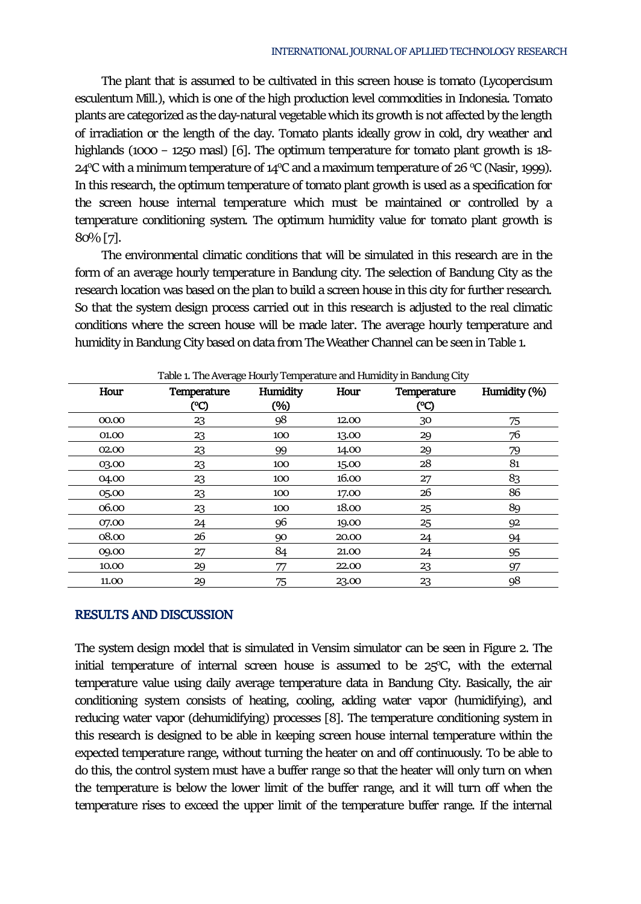The plant that is assumed to be cultivated in this screen house is tomato (Lycopercisum esculentum Mill.), which is one of the high production level commodities in Indonesia. Tomato plants are categorized as the day-natural vegetable which its growth is not affected by the length of irradiation or the length of the day. Tomato plants ideally grow in cold, dry weather and highlands (1000 – 1250 masl) [6]. The optimum temperature for tomato plant growth is 18-24°C with a minimum temperature of 14°C and a maximum temperature of 26 °C (Nasir, 1999). In this research, the optimum temperature of tomato plant growth is used as a specification for the screen house internal temperature which must be maintained or controlled by a temperature conditioning system. The optimum humidity value for tomato plant growth is 80% [7].

The environmental climatic conditions that will be simulated in this research are in the form of an average hourly temperature in Bandung city. The selection of Bandung City as the research location was based on the plan to build a screen house in this city for further research. So that the system design process carried out in this research is adjusted to the real climatic conditions where the screen house will be made later. The average hourly temperature and humidity in Bandung City based on data from The Weather Channel can be seen in Table 1.

Table 1. The Average Hourly Temperature and Humidity in Bandung City

| Hour | Temperature (°C) | Humidity (%) | Hour | Temperature (°C) | Humidity (%) |
|---|---|---|---|---|---|
| 00.00 | 23 | 98 | 12.00 | 30 | 75 |
| 01.00 | 23 | 100 | 13.00 | 29 | 76 |
| 02.00 | 23 | 99 | 14.00 | 29 | 79 |
| 03.00 | 23 | 100 | 15.00 | 28 | 81 |
| 04.00 | 23 | 100 | 16.00 | 27 | 83 |
| 05.00 | 23 | 100 | 17.00 | 26 | 86 |
| 06.00 | 23 | 100 | 18.00 | 25 | 89 |
| 07.00 | 24 | 96 | 19.00 | 25 | 92 |
| 08.00 | 26 | 90 | 20.00 | 24 | 94 |
| 09.00 | 27 | 84 | 21.00 | 24 | 95 |
| 10.00 | 29 | 77 | 22.00 | 23 | 97 |
| 11.00 | 29 | 75 | 23.00 | 23 | 98 |

## RESULTS AND DISCUSSION

The system design model that is simulated in Vensim simulator can be seen in Figure 2. The initial temperature of internal screen house is assumed to be 25°C, with the external temperature value using daily average temperature data in Bandung City. Basically, the air conditioning system consists of heating, cooling, adding water vapor (humidifying), and reducing water vapor (dehumidifying) processes [8]. The temperature conditioning system in this research is designed to be able in keeping screen house internal temperature within the expected temperature range, without turning the heater on and off continuously. To be able to do this, the control system must have a buffer range so that the heater will only turn on when the temperature is below the lower limit of the buffer range, and it will turn off when the temperature rises to exceed the upper limit of the temperature buffer range. If the internal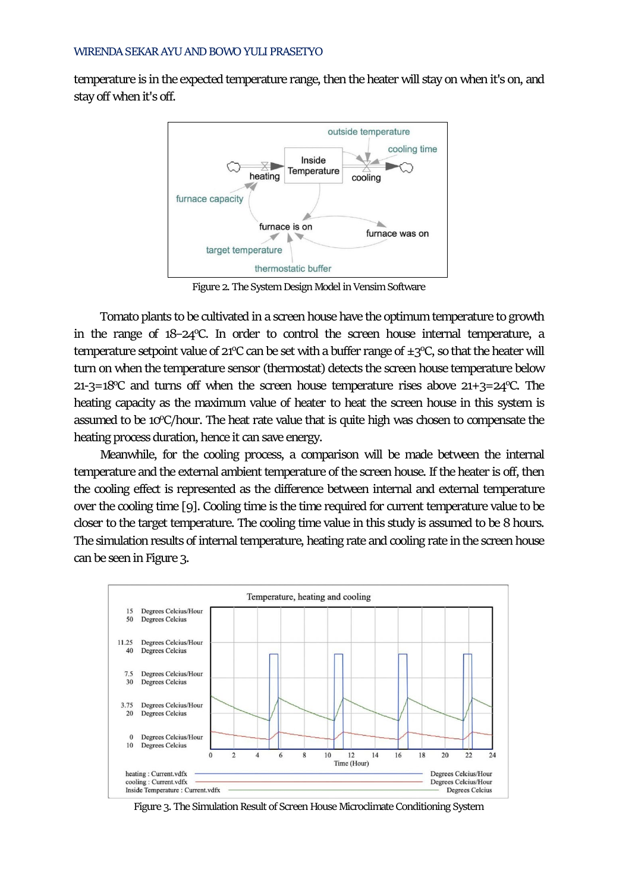temperature is in the expected temperature range, then the heater will stay on when it's on, and stay off when it's off.

Figure 2. The System Design Model in Vensim Software

Tomato plants to be cultivated in a screen house have the optimum temperature to growth in the range of 18–24ºC. In order to control the screen house internal temperature, a temperature setpoint value of 21ºC can be set with a buffer range of ±3ºC, so that the heater will turn on when the temperature sensor (thermostat) detects the screen house temperature below 21-3=18ºC and turns off when the screen house temperature rises above 21+3=24ºC. The heating capacity as the maximum value of heater to heat the screen house in this system is assumed to be 10ºC/hour. The heat rate value that is quite high was chosen to compensate the heating process duration, hence it can save energy.

Meanwhile, for the cooling process, a comparison will be made between the internal temperature and the external ambient temperature of the screen house. If the heater is off, then the cooling effect is represented as the difference between internal and external temperature over the cooling time [9]. Cooling time is the time required for current temperature value to be closer to the target temperature. The cooling time value in this study is assumed to be 8 hours. The simulation results of internal temperature, heating rate and cooling rate in the screen house can be seen in Figure 3.

Figure 3. The Simulation Result of Screen House Microclimate Conditioning System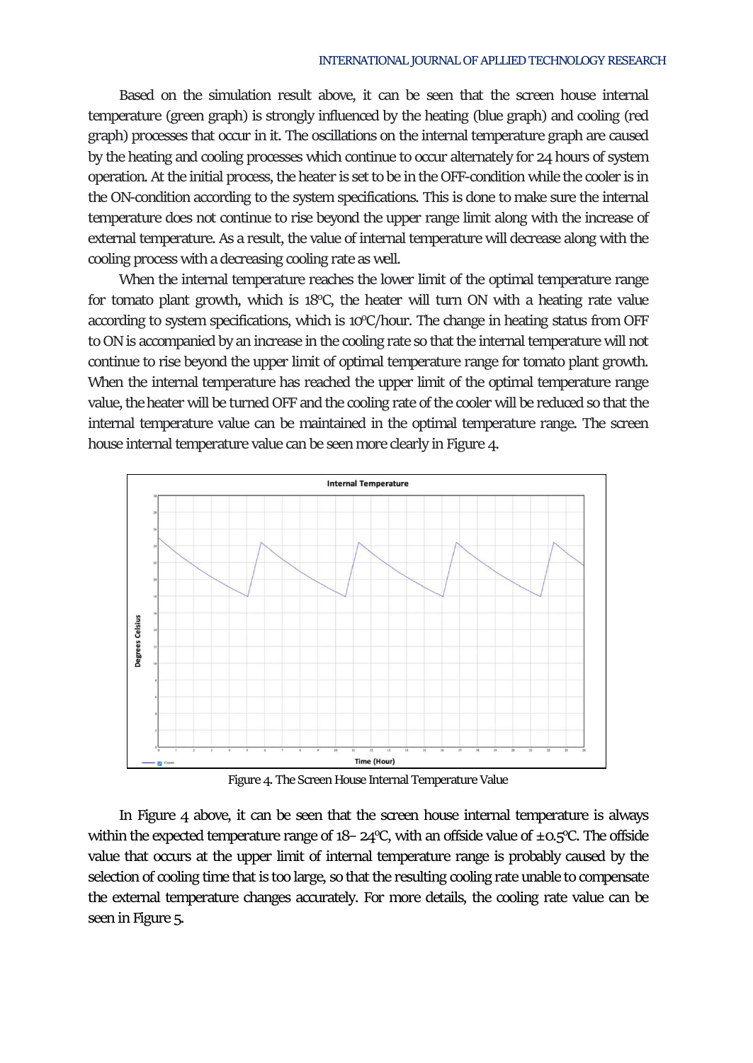Based on the simulation result above, it can be seen that the screen house internal temperature (green graph) is strongly influenced by the heating (blue graph) and cooling (red graph) processes that occur in it. The oscillations on the internal temperature graph are caused by the heating and cooling processes which continue to occur alternately for 24 hours of system operation. At the initial process, the heater is set to be in the OFF-condition while the cooler is in the ON-condition according to the system specifications. This is done to make sure the internal temperature does not continue to rise beyond the upper range limit along with the increase of external temperature. As a result, the value of internal temperature will decrease along with the cooling process with a decreasing cooling rate as well.

When the internal temperature reaches the lower limit of the optimal temperature range for tomato plant growth, which is 18ºC, the heater will turn ON with a heating rate value according to system specifications, which is 10ºC/hour. The change in heating status from OFF to ON is accompanied by an increase in the cooling rate so that the internal temperature will not continue to rise beyond the upper limit of optimal temperature range for tomato plant growth. When the internal temperature has reached the upper limit of the optimal temperature range value, the heater will be turned OFF and the cooling rate of the cooler will be reduced so that the internal temperature value can be maintained in the optimal temperature range. The screen house internal temperature value can be seen more clearly in Figure 4.

Figure 4. The Screen House Internal Temperature Value

In Figure 4 above, it can be seen that the screen house internal temperature is always within the expected temperature range of 18- 24ºC, with an offside value of ±0.5ºC. The offside value that occurs at the upper limit of internal temperature range is probably caused by the selection of cooling time that is too large, so that the resulting cooling rate unable to compensate the external temperature changes accurately. For more details, the cooling rate value can be seen in Figure 5.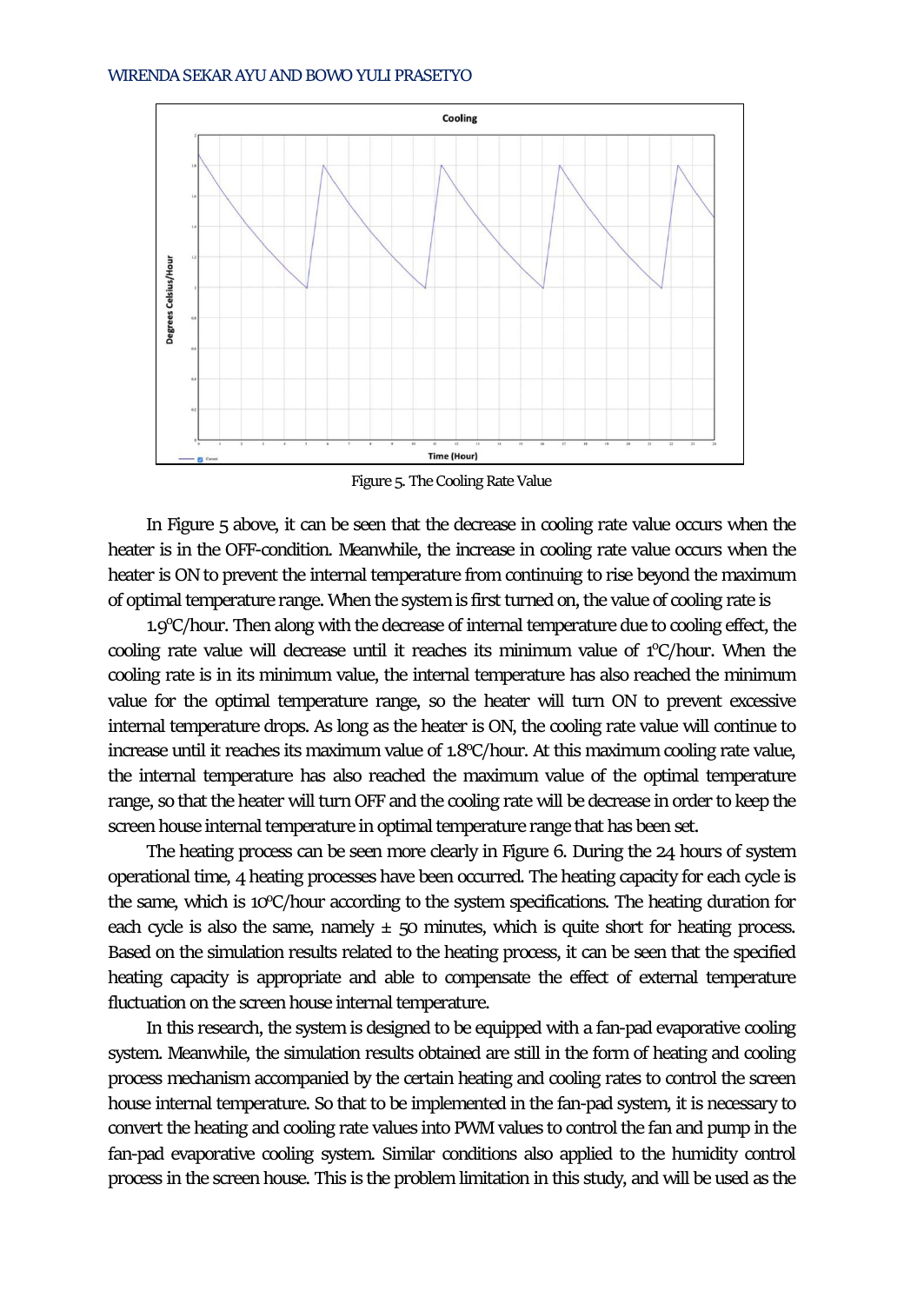Figure 5. The Cooling Rate Value

In Figure 5 above, it can be seen that the decrease in cooling rate value occurs when the heater is in the OFF-condition. Meanwhile, the increase in cooling rate value occurs when the heater is ON to prevent the internal temperature from continuing to rise beyond the maximum of optimal temperature range. When the system is first turned on, the value of cooling rate is

1.9°C/hour. Then along with the decrease of internal temperature due to cooling effect, the cooling rate value will decrease until it reaches its minimum value of 1°C/hour. When the cooling rate is in its minimum value, the internal temperature has also reached the minimum value for the optimal temperature range, so the heater will turn ON to prevent excessive internal temperature drops. As long as the heater is ON, the cooling rate value will continue to increase until it reaches its maximum value of 1.8°C/hour. At this maximum cooling rate value, the internal temperature has also reached the maximum value of the optimal temperature range, so that the heater will turn OFF and the cooling rate will be decrease in order to keep the screen house internal temperature in optimal temperature range that has been set.

The heating process can be seen more clearly in Figure 6. During the 24 hours of system operational time, 4 heating processes have been occurred. The heating capacity for each cycle is the same, which is 10°C/hour according to the system specifications. The heating duration for each cycle is also the same, namely ± 50 minutes, which is quite short for heating process. Based on the simulation results related to the heating process, it can be seen that the specified heating capacity is appropriate and able to compensate the effect of external temperature fluctuation on the screen house internal temperature.

In this research, the system is designed to be equipped with a fan-pad evaporative cooling system. Meanwhile, the simulation results obtained are still in the form of heating and cooling process mechanism accompanied by the certain heating and cooling rates to control the screen house internal temperature. So that to be implemented in the fan-pad system, it is necessary to convert the heating and cooling rate values into PWM values to control the fan and pump in the fan-pad evaporative cooling system. Similar conditions also applied to the humidity control process in the screen house. This is the problem limitation in this study, and will be used as the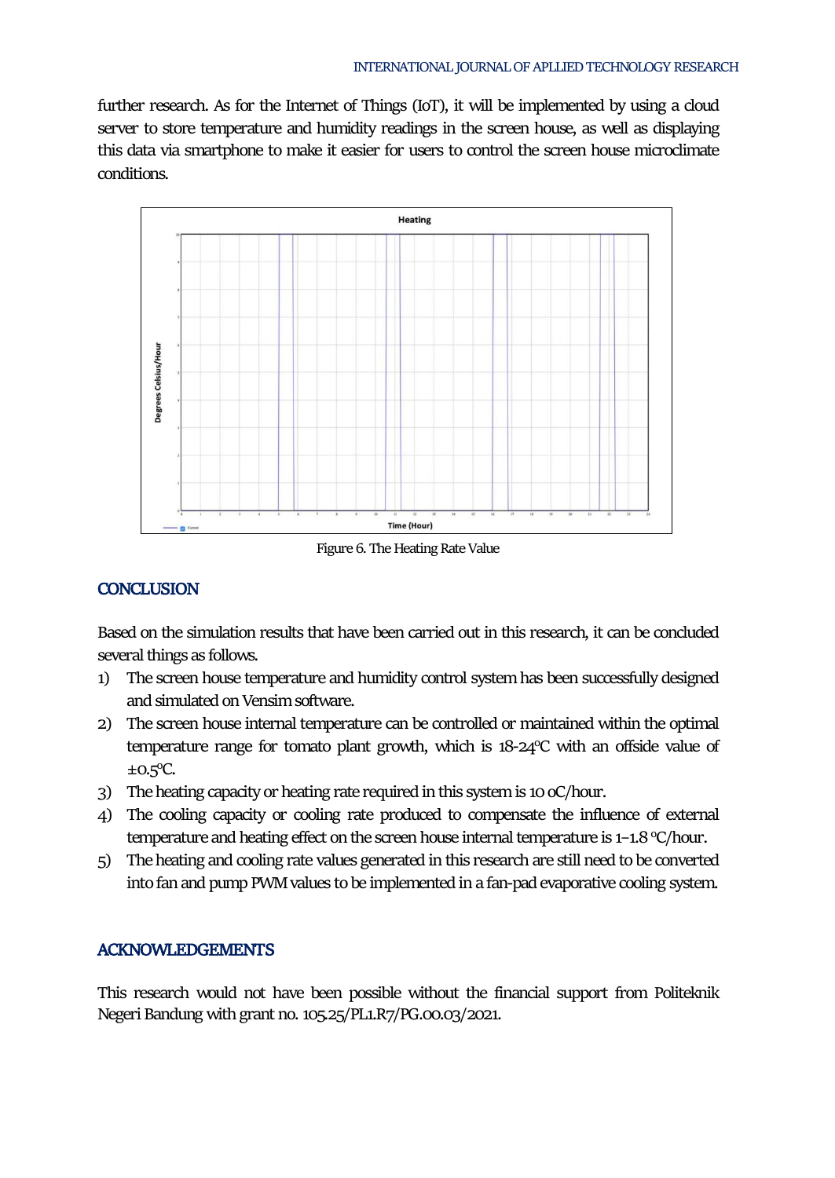further research. As for the Internet of Things (IoT), it will be implemented by using a cloud server to store temperature and humidity readings in the screen house, as well as displaying this data via smartphone to make it easier for users to control the screen house microclimate conditions.

Figure 6. The Heating Rate Value

## CONCLUSION

Based on the simulation results that have been carried out in this research, it can be concluded several things as follows.

1) The screen house temperature and humidity control system has been successfully designed and simulated on Vensim software.
2) The screen house internal temperature can be controlled or maintained within the optimal temperature range for tomato plant growth, which is 18-24°C with an offside value of ±0.5°C.
3) The heating capacity or heating rate required in this system is 10 oC/hour.
4) The cooling capacity or cooling rate produced to compensate the influence of external temperature and heating effect on the screen house internal temperature is 1–1.8 °C/hour.
5) The heating and cooling rate values generated in this research are still need to be converted into fan and pump PWM values to be implemented in a fan-pad evaporative cooling system.

## ACKNOWLEDGEMENTS

This research would not have been possible without the financial support from Politeknik Negeri Bandung with grant no. 105.25/PL1.R7/PG.00.03/2021.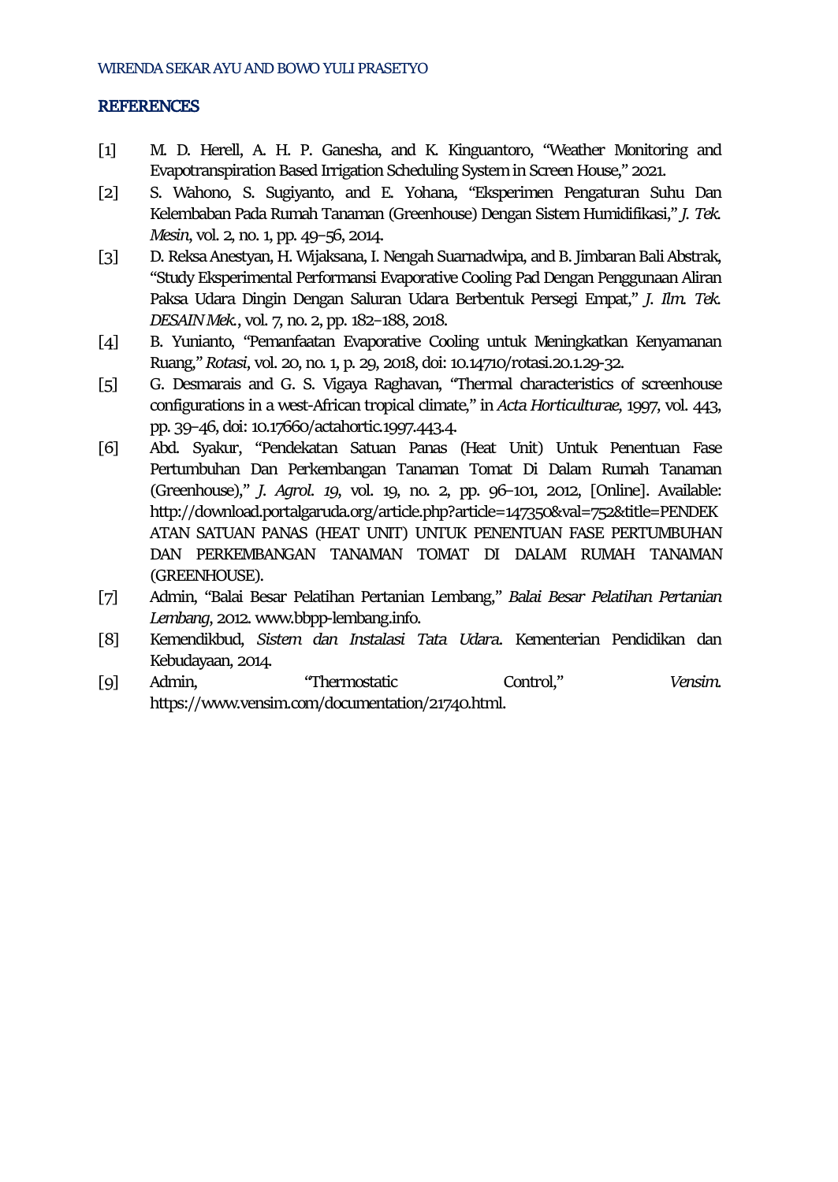## REFERENCES

[1] M. D. Herell, A. H. P. Ganesha, and K. Kinguantoro, "Weather Monitoring and Evapotranspiration Based Irrigation Scheduling System in Screen House," 2021.

[2] S. Wahono, S. Sugiyanto, and E. Yohana, "Eksperimen Pengaturan Suhu Dan Kelembaban Pada Rumah Tanaman (Greenhouse) Dengan Sistem Humidifikasi," *J. Tek. Mesin*, vol. 2, no. 1, pp. 49–56, 2014.

[3] D. Reksa Anestyan, H. Wijaksana, I. Nengah Suarnadwipa, and B. Jimbaran Bali Abstrak, "Study Eksperimental Performansi Evaporative Cooling Pad Dengan Penggunaan Aliran Paksa Udara Dingin Dengan Saluran Udara Berbentuk Persegi Empat," *J. Ilm. Tek. DESAIN Mek.*, vol. 7, no. 2, pp. 182–188, 2018.

[4] B. Yunianto, "Pemanfaatan Evaporative Cooling untuk Meningkatkan Kenyamanan Ruang," *Rotasi*, vol. 20, no. 1, p. 29, 2018, doi: 10.14710/rotasi.20.1.29-32.

[5] G. Desmarais and G. S. Vigaya Raghavan, "Thermal characteristics of screenhouse configurations in a west-African tropical climate," in *Acta Horticulturae*, 1997, vol. 443, pp. 39–46, doi: 10.17660/actahortic.1997.443.4.

[6] Abd. Syakur, "Pendekatan Satuan Panas (Heat Unit) Untuk Penentuan Fase Pertumbuhan Dan Perkembangan Tanaman Tomat Di Dalam Rumah Tanaman (Greenhouse)," *J. Agrol. 19*, vol. 19, no. 2, pp. 96–101, 2012, [Online]. Available: http://download.portalgaruda.org/article.php?article=147350&val=752&title=PENDEKATAN SATUAN PANAS (HEAT UNIT) UNTUK PENENTUAN FASE PERTUMBUHAN DAN PERKEMBANGAN TANAMAN TOMAT DI DALAM RUMAH TANAMAN (GREENHOUSE).

[7] Admin, "Balai Besar Pelatihan Pertanian Lembang," *Balai Besar Pelatihan Pertanian Lembang*, 2012. www.bbpp-lembang.info.

[8] Kemendikbud, *Sistem dan Instalasi Tata Udara*. Kementerian Pendidikan dan Kebudayaan, 2014.

[9] Admin, "Thermostatic Control," *Vensim*. https://www.vensim.com/documentation/21740.html.